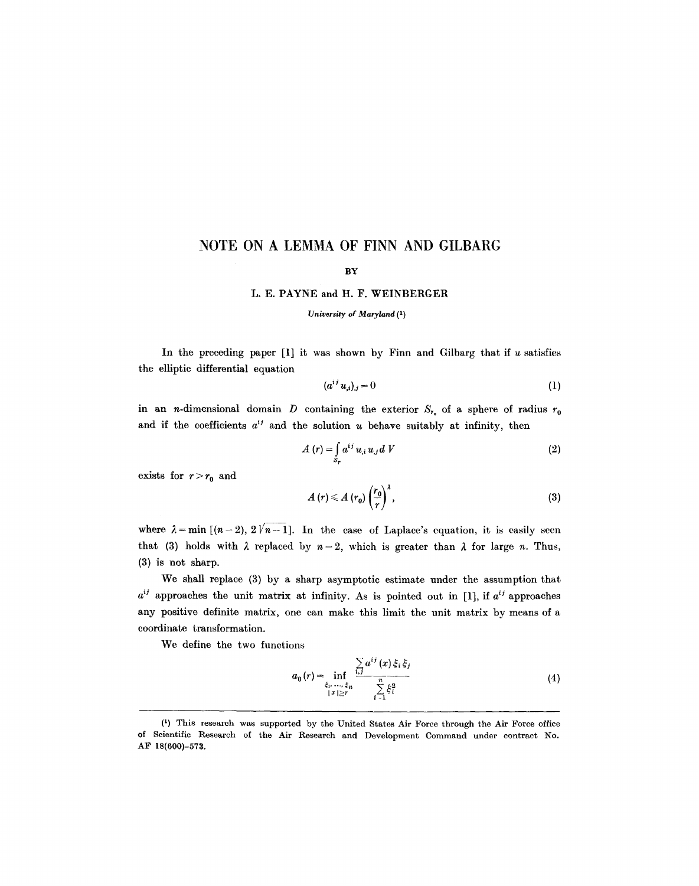# NOTE ON A LEMMA OF FINN AND GILBARG

BY

L. E. PAYNE and H. F. WEINBERGER

*University of Maryland* [1]

In the preceding paper [1] it was shown by Finn and Gilbarg that if $u$ satisfies the elliptic differential equation

$$(a^{ij} u_{,i})_{,j} = 0 \tag{1}$$

in an $n$-dimensional domain $D$ containing the exterior $S_{r_0}$ of a sphere of radius $r_0$ and if the coefficients $a^{ij}$ and the solution $u$ behave suitably at infinity, then

$$A(r) = \int_{S_r} a^{ij} u_{,i} u_{,j} \, dV \tag{2}$$

exists for $r > r_0$ and

$$A(r) \leqslant A(r_0) \left(\frac{r_0}{r}\right)^{\lambda}, \tag{3}$$

where $\lambda = \min\,[(n-2),\, 2\sqrt{n-1}]$. In the case of Laplace's equation, it is easily seen that (3) holds with $\lambda$ replaced by $n-2$, which is greater than $\lambda$ for large $n$. Thus, (3) is not sharp.

We shall replace (3) by a sharp asymptotic estimate under the assumption that $a^{ij}$ approaches the unit matrix at infinity. As is pointed out in [1], if $a^{ij}$ approaches any positive definite matrix, one can make this limit the unit matrix by means of a coordinate transformation.

We define the two functions

$$a_0(r) = \inf_{\substack{\xi_1, \ldots, \xi_n \\ |x| \geq r}} \frac{\sum_{i,j} a^{ij}(x)\, \xi_i \xi_j}{\sum_{i=1}^{n} \xi_i^2} \tag{4}$$

---

[1] This research was supported by the United States Air Force through the Air Force office of Scientific Research of the Air Research and Development Command under contract No. AF 18(600)-573.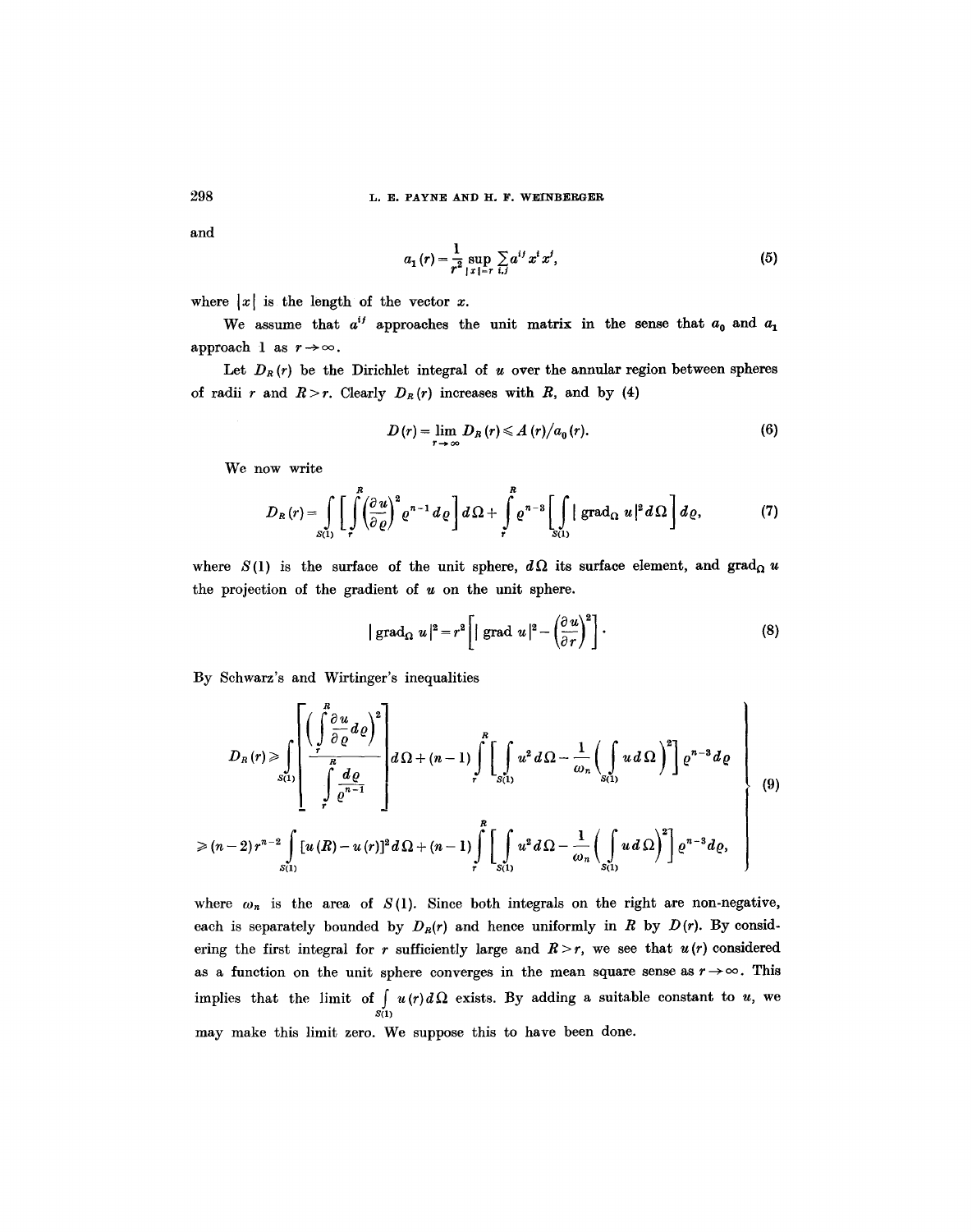and

$$a_1(r) = \frac{1}{r^2} \sup_{|x|=r} \sum_{i,j} a^{ij} x^i x^j, \tag{5}$$

where $|x|$ is the length of the vector $x$.

We assume that $a^{ij}$ approaches the unit matrix in the sense that $a_0$ and $a_1$ approach 1 as $r \to \infty$.

Let $D_R(r)$ be the Dirichlet integral of $u$ over the annular region between spheres of radii $r$ and $R > r$. Clearly $D_R(r)$ increases with $R$, and by (4)

$$D(r) = \lim_{r \to \infty} D_R(r) \leqslant A(r)/a_0(r). \tag{6}$$

We now write

$$D_R(r) = \int_{S(1)} \left[ \int_r^R \left( \frac{\partial u}{\partial \varrho} \right)^2 \varrho^{n-1} d\varrho \right] d\Omega + \int_r^R \varrho^{n-3} \left[ \int_{S(1)} |\operatorname{grad}_\Omega u|^2 d\Omega \right] d\varrho, \tag{7}$$

where $S(1)$ is the surface of the unit sphere, $d\Omega$ its surface element, and $\operatorname{grad}_\Omega u$ the projection of the gradient of $u$ on the unit sphere.

$$|\operatorname{grad}_\Omega u|^2 = r^2 \left[ |\operatorname{grad} u|^2 - \left( \frac{\partial u}{\partial r} \right)^2 \right]. \tag{8}$$

By Schwarz's and Wirtinger's inequalities

$$\left. \begin{aligned} D_R(r) &\geqslant \int_{S(1)} \left[ \frac{\left( \int_r^R \frac{\partial u}{\partial \varrho} d\varrho \right)^2}{\int_r^R \frac{d\varrho}{\varrho^{n-1}}} \right] d\Omega + (n-1) \int_r^R \left[ \int_{S(1)} u^2 d\Omega - \frac{1}{\omega_n} \left( \int_{S(1)} u \, d\Omega \right)^2 \right] \varrho^{n-3} d\varrho \\ &\geqslant (n-2) r^{n-2} \int_{S(1)} [u(R) - u(r)]^2 d\Omega + (n-1) \int_r^R \left[ \int_{S(1)} u^2 d\Omega - \frac{1}{\omega_n} \left( \int_{S(1)} u \, d\Omega \right)^2 \right] \varrho^{n-3} d\varrho, \end{aligned} \right\} \tag{9}$$

where $\omega_n$ is the area of $S(1)$. Since both integrals on the right are non-negative, each is separately bounded by $D_R(r)$ and hence uniformly in $R$ by $D(r)$. By considering the first integral for $r$ sufficiently large and $R > r$, we see that $u(r)$ considered as a function on the unit sphere converges in the mean square sense as $r \to \infty$. This implies that the limit of $\int_{S(1)} u(r) d\Omega$ exists. By adding a suitable constant to $u$, we may make this limit zero. We suppose this to have been done.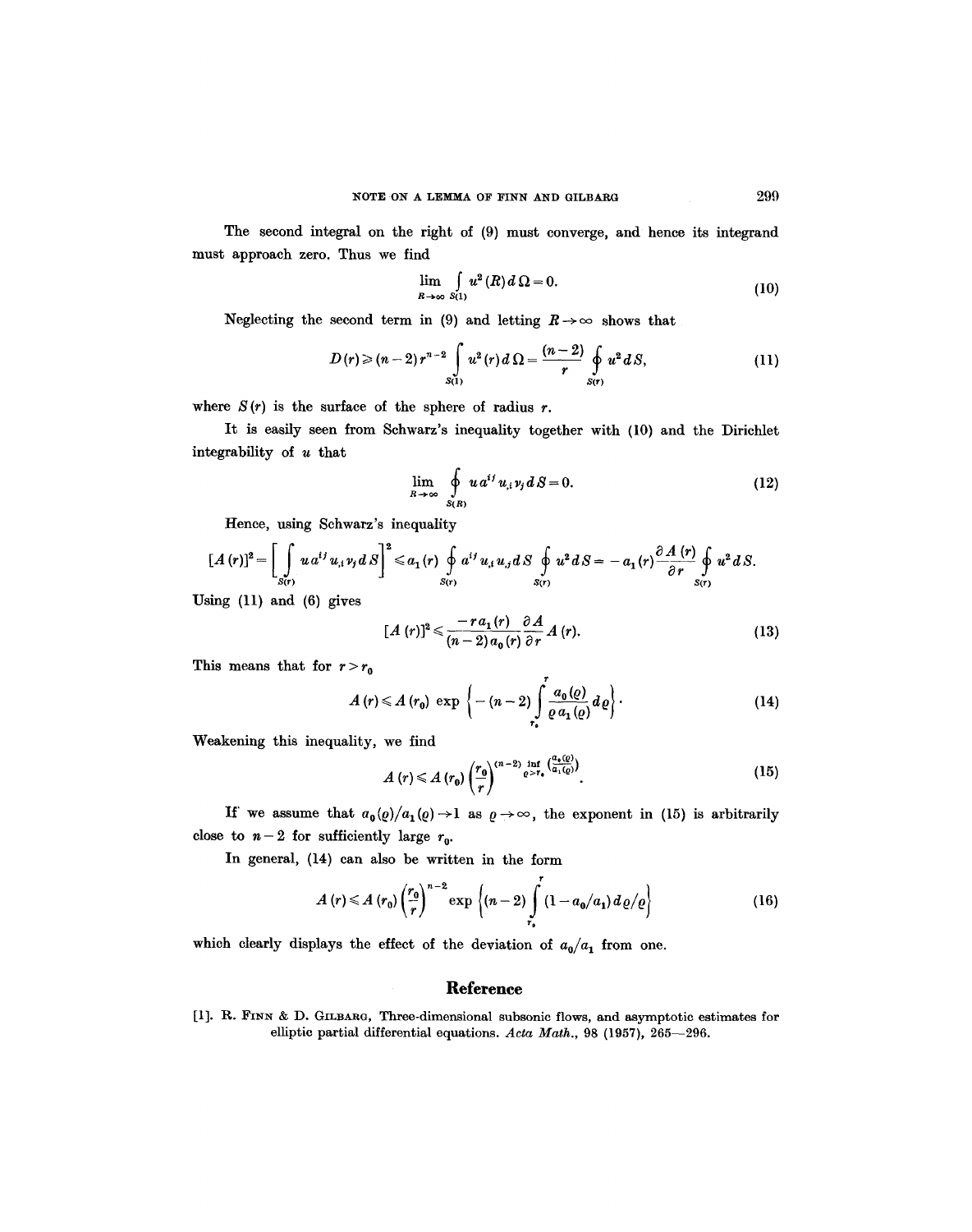The second integral on the right of (9) must converge, and hence its integrand must approach zero. Thus we find

$$\lim_{R\to\infty} \int_{S(1)} u^2(R)\, d\Omega = 0. \tag{10}$$

Neglecting the second term in (9) and letting $R \to \infty$ shows that

$$D(r) \geq (n-2)\, r^{n-2} \int_{S(1)} u^2(r)\, d\Omega = \frac{(n-2)}{r} \oint_{S(r)} u^2\, dS, \tag{11}$$

where $S(r)$ is the surface of the sphere of radius $r$.

It is easily seen from Schwarz's inequality together with (10) and the Dirichlet integrability of $u$ that

$$\lim_{R\to\infty} \oint_{S(R)} u\, a^{ij} u_{,i} \nu_j\, dS = 0. \tag{12}$$

Hence, using Schwarz's inequality

$$[A(r)]^2 = \left[\int_{S(r)} u\, a^{ij} u_{,i} \nu_j\, dS\right]^2 \leq a_1(r) \oint_{S(r)} a^{ij} u_{,i} u_{,j}\, dS \oint_{S(r)} u^2\, dS = -a_1(r) \frac{\partial A(r)}{\partial r} \oint_{S(r)} u^2\, dS.$$

Using (11) and (6) gives

$$[A(r)]^2 \leq \frac{-r\, a_1(r)}{(n-2)\, a_0(r)} \frac{\partial A}{\partial r} A(r). \tag{13}$$

This means that for $r > r_0$

$$A(r) \leq A(r_0) \exp\left\{-(n-2) \int_{r_0}^{r} \frac{a_0(\varrho)}{\varrho\, a_1(\varrho)}\, d\varrho\right\}. \tag{14}$$

Weakening this inequality, we find

$$A(r) \leq A(r_0) \left(\frac{r_0}{r}\right)^{(n-2) \inf\limits_{\varrho > r_0} \left(\frac{a_0(\varrho)}{a_1(\varrho)}\right)}. \tag{15}$$

If we assume that $a_0(\varrho)/a_1(\varrho) \to 1$ as $\varrho \to \infty$, the exponent in (15) is arbitrarily close to $n-2$ for sufficiently large $r_0$.

In general, (14) can also be written in the form

$$A(r) \leq A(r_0) \left(\frac{r_0}{r}\right)^{n-2} \exp\left\{(n-2) \int_{r_0}^{r} (1 - a_0/a_1)\, d\varrho/\varrho\right\} \tag{16}$$

which clearly displays the effect of the deviation of $a_0/a_1$ from one.

## Reference

[1]. R. FINN & D. GILBARG, Three-dimensional subsonic flows, and asymptotic estimates for elliptic partial differential equations. *Acta Math.*, 98 (1957), 265—296.